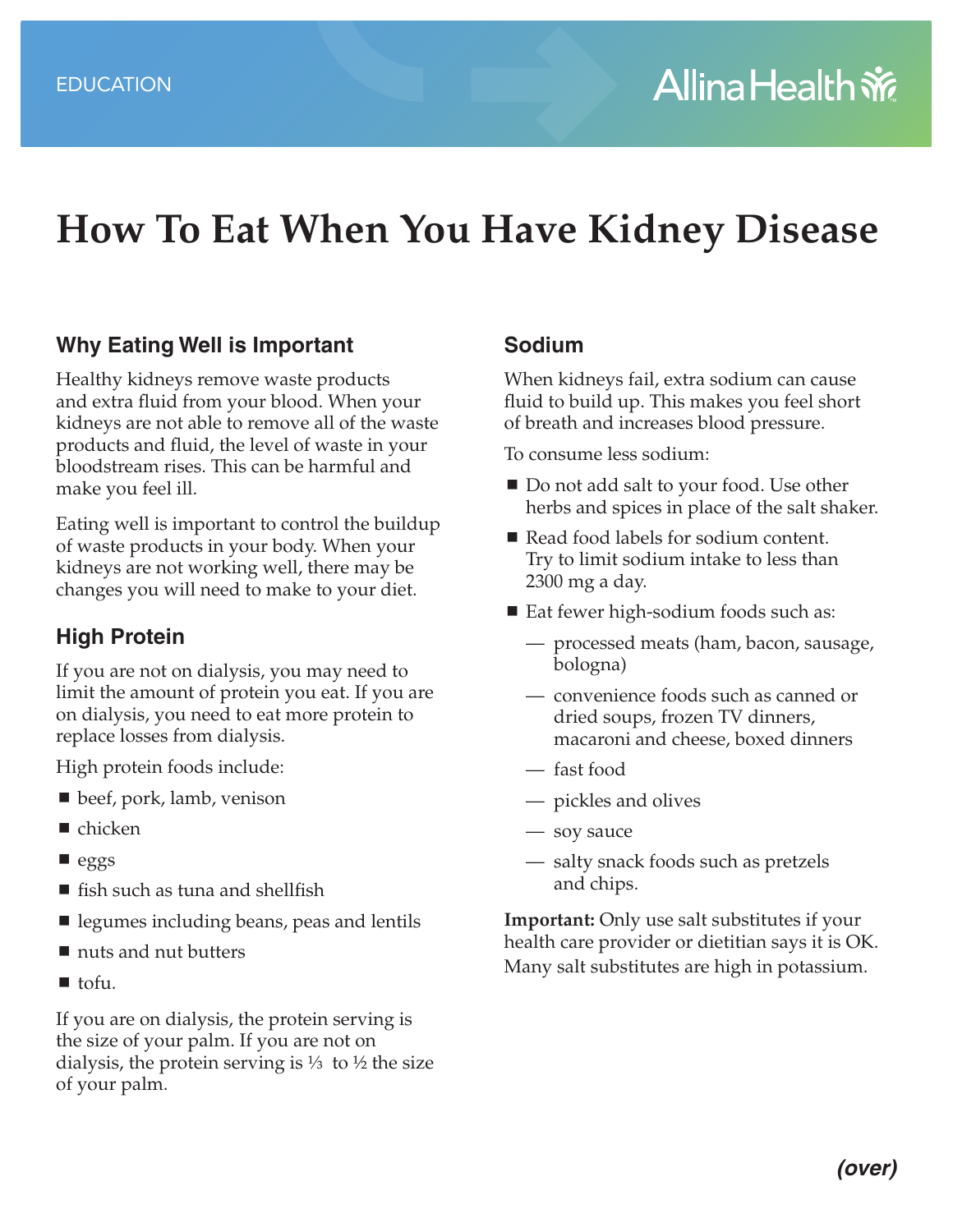EDUCATION

# How To Eat When You Have Kidney Disease

## Why Eating Well is Important

Healthy kidneys remove waste products and extra fluid from your blood. When your kidneys are not able to remove all of the waste products and fluid, the level of waste in your bloodstream rises. This can be harmful and make you feel ill.

Eating well is important to control the buildup of waste products in your body. When your kidneys are not working well, there may be changes you will need to make to your diet.

## High Protein

If you are not on dialysis, you may need to limit the amount of protein you eat. If you are on dialysis, you need to eat more protein to replace losses from dialysis.

High protein foods include:

- beef, pork, lamb, venison
- chicken
- eggs
- fish such as tuna and shellfish
- legumes including beans, peas and lentils
- nuts and nut butters
- tofu.

If you are on dialysis, the protein serving is the size of your palm. If you are not on dialysis, the protein serving is ⅓ to ½ the size of your palm.

## Sodium

When kidneys fail, extra sodium can cause fluid to build up. This makes you feel short of breath and increases blood pressure.

To consume less sodium:

- Do not add salt to your food. Use other herbs and spices in place of the salt shaker.
- Read food labels for sodium content. Try to limit sodium intake to less than 2300 mg a day.
- Eat fewer high-sodium foods such as:
  - processed meats (ham, bacon, sausage, bologna)
  - convenience foods such as canned or dried soups, frozen TV dinners, macaroni and cheese, boxed dinners
  - fast food
  - pickles and olives
  - soy sauce
  - salty snack foods such as pretzels and chips.

**Important:** Only use salt substitutes if your health care provider or dietitian says it is OK. Many salt substitutes are high in potassium.

***(over)***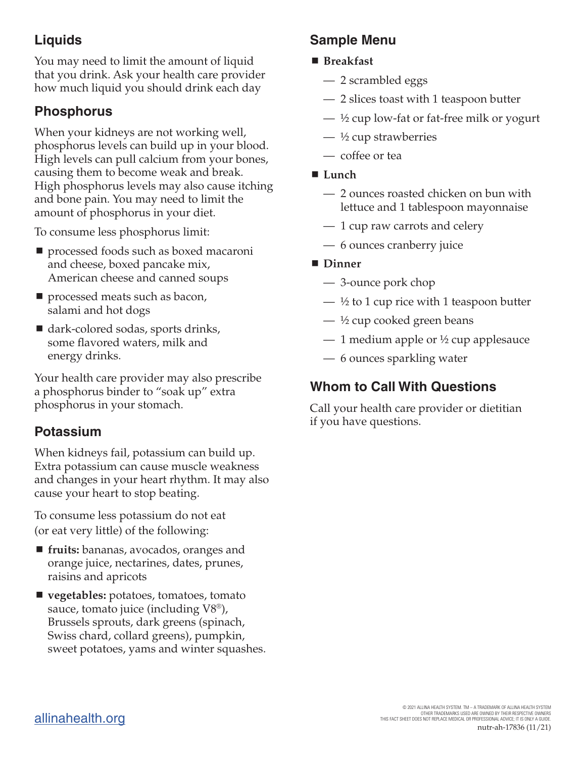## Liquids

You may need to limit the amount of liquid that you drink. Ask your health care provider how much liquid you should drink each day

## Phosphorus

When your kidneys are not working well, phosphorus levels can build up in your blood. High levels can pull calcium from your bones, causing them to become weak and break. High phosphorus levels may also cause itching and bone pain. You may need to limit the amount of phosphorus in your diet.

To consume less phosphorus limit:

- processed foods such as boxed macaroni and cheese, boxed pancake mix, American cheese and canned soups
- processed meats such as bacon, salami and hot dogs
- dark-colored sodas, sports drinks, some flavored waters, milk and energy drinks.

Your health care provider may also prescribe a phosphorus binder to "soak up" extra phosphorus in your stomach.

## Potassium

When kidneys fail, potassium can build up. Extra potassium can cause muscle weakness and changes in your heart rhythm. It may also cause your heart to stop beating.

To consume less potassium do not eat (or eat very little) of the following:

- **fruits:** bananas, avocados, oranges and orange juice, nectarines, dates, prunes, raisins and apricots
- **vegetables:** potatoes, tomatoes, tomato sauce, tomato juice (including V8®), Brussels sprouts, dark greens (spinach, Swiss chard, collard greens), pumpkin, sweet potatoes, yams and winter squashes.

## Sample Menu

- **Breakfast**
  - 2 scrambled eggs
  - 2 slices toast with 1 teaspoon butter
  - ½ cup low-fat or fat-free milk or yogurt
  - ½ cup strawberries
  - coffee or tea
- **Lunch**
  - 2 ounces roasted chicken on bun with lettuce and 1 tablespoon mayonnaise
  - 1 cup raw carrots and celery
  - 6 ounces cranberry juice
- **Dinner**
  - 3-ounce pork chop
  - ½ to 1 cup rice with 1 teaspoon butter
  - ½ cup cooked green beans
  - 1 medium apple or ½ cup applesauce
  - 6 ounces sparkling water

## Whom to Call With Questions

Call your health care provider or dietitian if you have questions.

allinahealth.org

© 2021 ALLINA HEALTH SYSTEM. TM – A TRADEMARK OF ALLINA HEALTH SYSTEM
OTHER TRADEMARKS USED ARE OWNED BY THEIR RESPECTIVE OWNERS
THIS FACT SHEET DOES NOT REPLACE MEDICAL OR PROFESSIONAL ADVICE; IT IS ONLY A GUIDE.
nutr-ah-17836 (11/21)